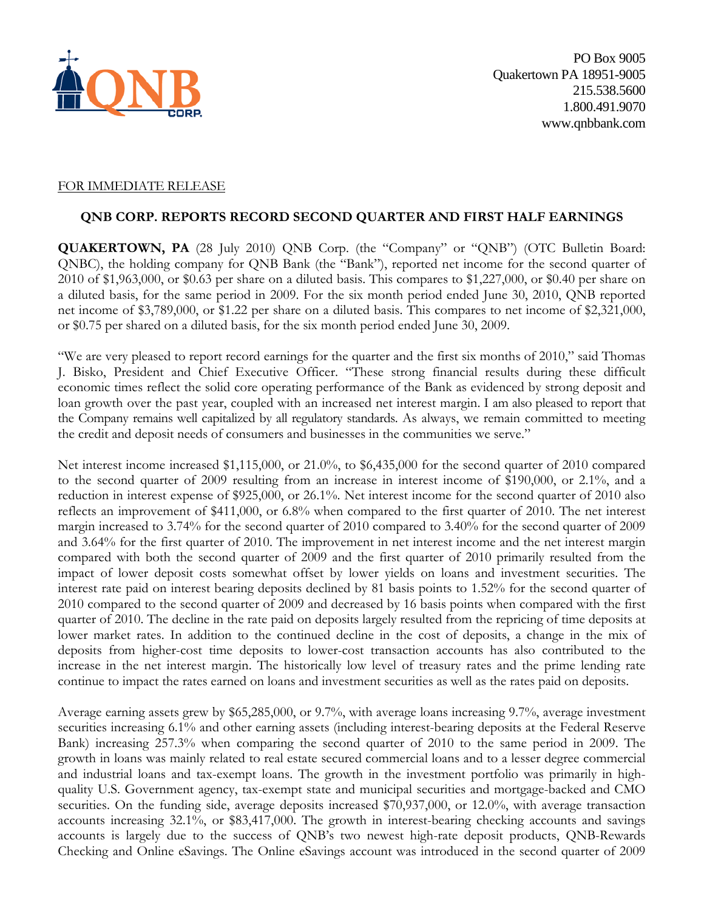PO Box 9005
Quakertown PA 18951-9005
215.538.5600
1.800.491.9070
www.qnbbank.com

FOR IMMEDIATE RELEASE

## QNB CORP. REPORTS RECORD SECOND QUARTER AND FIRST HALF EARNINGS

**QUAKERTOWN, PA** (28 July 2010) QNB Corp. (the "Company" or "QNB") (OTC Bulletin Board: QNBC), the holding company for QNB Bank (the "Bank"), reported net income for the second quarter of 2010 of $1,963,000, or $0.63 per share on a diluted basis. This compares to $1,227,000, or $0.40 per share on a diluted basis, for the same period in 2009. For the six month period ended June 30, 2010, QNB reported net income of $3,789,000, or $1.22 per share on a diluted basis. This compares to net income of $2,321,000, or $0.75 per shared on a diluted basis, for the six month period ended June 30, 2009.

"We are very pleased to report record earnings for the quarter and the first six months of 2010," said Thomas J. Bisko, President and Chief Executive Officer. "These strong financial results during these difficult economic times reflect the solid core operating performance of the Bank as evidenced by strong deposit and loan growth over the past year, coupled with an increased net interest margin. I am also pleased to report that the Company remains well capitalized by all regulatory standards. As always, we remain committed to meeting the credit and deposit needs of consumers and businesses in the communities we serve."

Net interest income increased $1,115,000, or 21.0%, to $6,435,000 for the second quarter of 2010 compared to the second quarter of 2009 resulting from an increase in interest income of $190,000, or 2.1%, and a reduction in interest expense of $925,000, or 26.1%. Net interest income for the second quarter of 2010 also reflects an improvement of $411,000, or 6.8% when compared to the first quarter of 2010. The net interest margin increased to 3.74% for the second quarter of 2010 compared to 3.40% for the second quarter of 2009 and 3.64% for the first quarter of 2010. The improvement in net interest income and the net interest margin compared with both the second quarter of 2009 and the first quarter of 2010 primarily resulted from the impact of lower deposit costs somewhat offset by lower yields on loans and investment securities. The interest rate paid on interest bearing deposits declined by 81 basis points to 1.52% for the second quarter of 2010 compared to the second quarter of 2009 and decreased by 16 basis points when compared with the first quarter of 2010. The decline in the rate paid on deposits largely resulted from the repricing of time deposits at lower market rates. In addition to the continued decline in the cost of deposits, a change in the mix of deposits from higher-cost time deposits to lower-cost transaction accounts has also contributed to the increase in the net interest margin. The historically low level of treasury rates and the prime lending rate continue to impact the rates earned on loans and investment securities as well as the rates paid on deposits.

Average earning assets grew by $65,285,000, or 9.7%, with average loans increasing 9.7%, average investment securities increasing 6.1% and other earning assets (including interest-bearing deposits at the Federal Reserve Bank) increasing 257.3% when comparing the second quarter of 2010 to the same period in 2009. The growth in loans was mainly related to real estate secured commercial loans and to a lesser degree commercial and industrial loans and tax-exempt loans. The growth in the investment portfolio was primarily in high-quality U.S. Government agency, tax-exempt state and municipal securities and mortgage-backed and CMO securities. On the funding side, average deposits increased $70,937,000, or 12.0%, with average transaction accounts increasing 32.1%, or $83,417,000. The growth in interest-bearing checking accounts and savings accounts is largely due to the success of QNB's two newest high-rate deposit products, QNB-Rewards Checking and Online eSavings. The Online eSavings account was introduced in the second quarter of 2009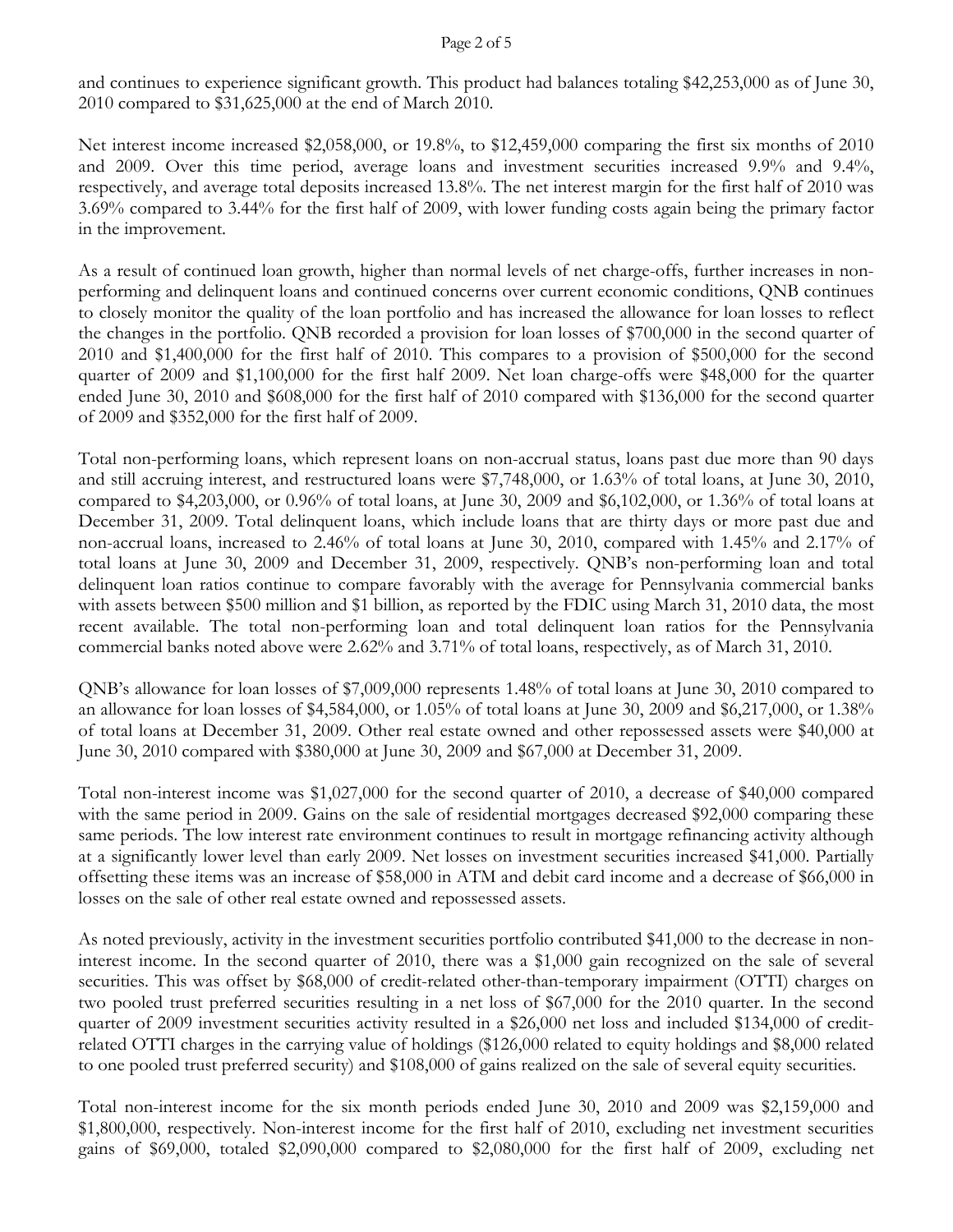and continues to experience significant growth. This product had balances totaling $42,253,000 as of June 30, 2010 compared to $31,625,000 at the end of March 2010.

Net interest income increased $2,058,000, or 19.8%, to $12,459,000 comparing the first six months of 2010 and 2009. Over this time period, average loans and investment securities increased 9.9% and 9.4%, respectively, and average total deposits increased 13.8%. The net interest margin for the first half of 2010 was 3.69% compared to 3.44% for the first half of 2009, with lower funding costs again being the primary factor in the improvement.

As a result of continued loan growth, higher than normal levels of net charge-offs, further increases in non-performing and delinquent loans and continued concerns over current economic conditions, QNB continues to closely monitor the quality of the loan portfolio and has increased the allowance for loan losses to reflect the changes in the portfolio. QNB recorded a provision for loan losses of $700,000 in the second quarter of 2010 and $1,400,000 for the first half of 2010. This compares to a provision of $500,000 for the second quarter of 2009 and $1,100,000 for the first half 2009. Net loan charge-offs were $48,000 for the quarter ended June 30, 2010 and $608,000 for the first half of 2010 compared with $136,000 for the second quarter of 2009 and $352,000 for the first half of 2009.

Total non-performing loans, which represent loans on non-accrual status, loans past due more than 90 days and still accruing interest, and restructured loans were $7,748,000, or 1.63% of total loans, at June 30, 2010, compared to $4,203,000, or 0.96% of total loans, at June 30, 2009 and $6,102,000, or 1.36% of total loans at December 31, 2009. Total delinquent loans, which include loans that are thirty days or more past due and non-accrual loans, increased to 2.46% of total loans at June 30, 2010, compared with 1.45% and 2.17% of total loans at June 30, 2009 and December 31, 2009, respectively. QNB's non-performing loan and total delinquent loan ratios continue to compare favorably with the average for Pennsylvania commercial banks with assets between $500 million and $1 billion, as reported by the FDIC using March 31, 2010 data, the most recent available. The total non-performing loan and total delinquent loan ratios for the Pennsylvania commercial banks noted above were 2.62% and 3.71% of total loans, respectively, as of March 31, 2010.

QNB's allowance for loan losses of $7,009,000 represents 1.48% of total loans at June 30, 2010 compared to an allowance for loan losses of $4,584,000, or 1.05% of total loans at June 30, 2009 and $6,217,000, or 1.38% of total loans at December 31, 2009. Other real estate owned and other repossessed assets were $40,000 at June 30, 2010 compared with $380,000 at June 30, 2009 and $67,000 at December 31, 2009.

Total non-interest income was $1,027,000 for the second quarter of 2010, a decrease of $40,000 compared with the same period in 2009. Gains on the sale of residential mortgages decreased $92,000 comparing these same periods. The low interest rate environment continues to result in mortgage refinancing activity although at a significantly lower level than early 2009. Net losses on investment securities increased $41,000. Partially offsetting these items was an increase of $58,000 in ATM and debit card income and a decrease of $66,000 in losses on the sale of other real estate owned and repossessed assets.

As noted previously, activity in the investment securities portfolio contributed $41,000 to the decrease in non-interest income. In the second quarter of 2010, there was a $1,000 gain recognized on the sale of several securities. This was offset by $68,000 of credit-related other-than-temporary impairment (OTTI) charges on two pooled trust preferred securities resulting in a net loss of $67,000 for the 2010 quarter. In the second quarter of 2009 investment securities activity resulted in a $26,000 net loss and included $134,000 of credit-related OTTI charges in the carrying value of holdings ($126,000 related to equity holdings and $8,000 related to one pooled trust preferred security) and $108,000 of gains realized on the sale of several equity securities.

Total non-interest income for the six month periods ended June 30, 2010 and 2009 was $2,159,000 and $1,800,000, respectively. Non-interest income for the first half of 2010, excluding net investment securities gains of $69,000, totaled $2,090,000 compared to $2,080,000 for the first half of 2009, excluding net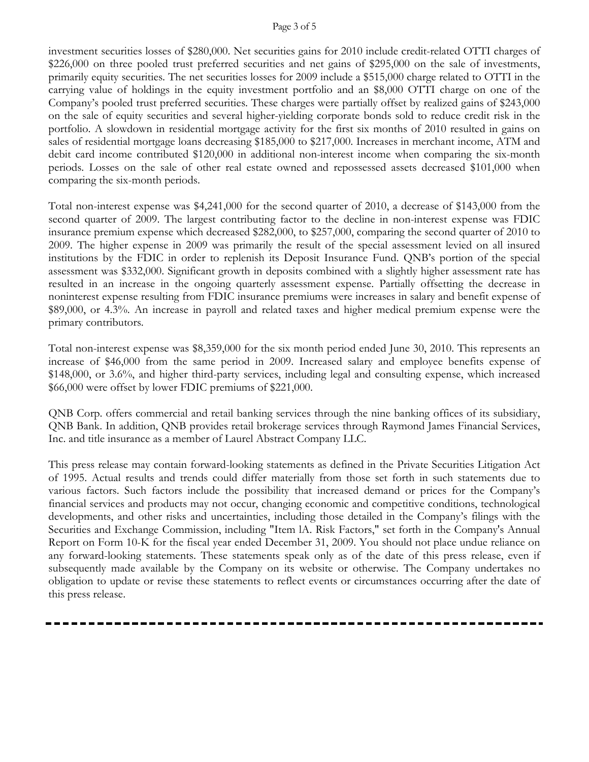investment securities losses of $280,000. Net securities gains for 2010 include credit-related OTTI charges of $226,000 on three pooled trust preferred securities and net gains of $295,000 on the sale of investments, primarily equity securities. The net securities losses for 2009 include a $515,000 charge related to OTTI in the carrying value of holdings in the equity investment portfolio and an $8,000 OTTI charge on one of the Company's pooled trust preferred securities. These charges were partially offset by realized gains of $243,000 on the sale of equity securities and several higher-yielding corporate bonds sold to reduce credit risk in the portfolio. A slowdown in residential mortgage activity for the first six months of 2010 resulted in gains on sales of residential mortgage loans decreasing $185,000 to $217,000. Increases in merchant income, ATM and debit card income contributed $120,000 in additional non-interest income when comparing the six-month periods. Losses on the sale of other real estate owned and repossessed assets decreased $101,000 when comparing the six-month periods.

Total non-interest expense was $4,241,000 for the second quarter of 2010, a decrease of $143,000 from the second quarter of 2009. The largest contributing factor to the decline in non-interest expense was FDIC insurance premium expense which decreased $282,000, to $257,000, comparing the second quarter of 2010 to 2009. The higher expense in 2009 was primarily the result of the special assessment levied on all insured institutions by the FDIC in order to replenish its Deposit Insurance Fund. QNB's portion of the special assessment was $332,000. Significant growth in deposits combined with a slightly higher assessment rate has resulted in an increase in the ongoing quarterly assessment expense. Partially offsetting the decrease in noninterest expense resulting from FDIC insurance premiums were increases in salary and benefit expense of $89,000, or 4.3%. An increase in payroll and related taxes and higher medical premium expense were the primary contributors.

Total non-interest expense was $8,359,000 for the six month period ended June 30, 2010. This represents an increase of $46,000 from the same period in 2009. Increased salary and employee benefits expense of $148,000, or 3.6%, and higher third-party services, including legal and consulting expense, which increased $66,000 were offset by lower FDIC premiums of $221,000.

QNB Corp. offers commercial and retail banking services through the nine banking offices of its subsidiary, QNB Bank. In addition, QNB provides retail brokerage services through Raymond James Financial Services, Inc. and title insurance as a member of Laurel Abstract Company LLC.

This press release may contain forward-looking statements as defined in the Private Securities Litigation Act of 1995. Actual results and trends could differ materially from those set forth in such statements due to various factors. Such factors include the possibility that increased demand or prices for the Company's financial services and products may not occur, changing economic and competitive conditions, technological developments, and other risks and uncertainties, including those detailed in the Company's filings with the Securities and Exchange Commission, including "Item 1A. Risk Factors," set forth in the Company's Annual Report on Form 10-K for the fiscal year ended December 31, 2009. You should not place undue reliance on any forward-looking statements. These statements speak only as of the date of this press release, even if subsequently made available by the Company on its website or otherwise. The Company undertakes no obligation to update or revise these statements to reflect events or circumstances occurring after the date of this press release.

---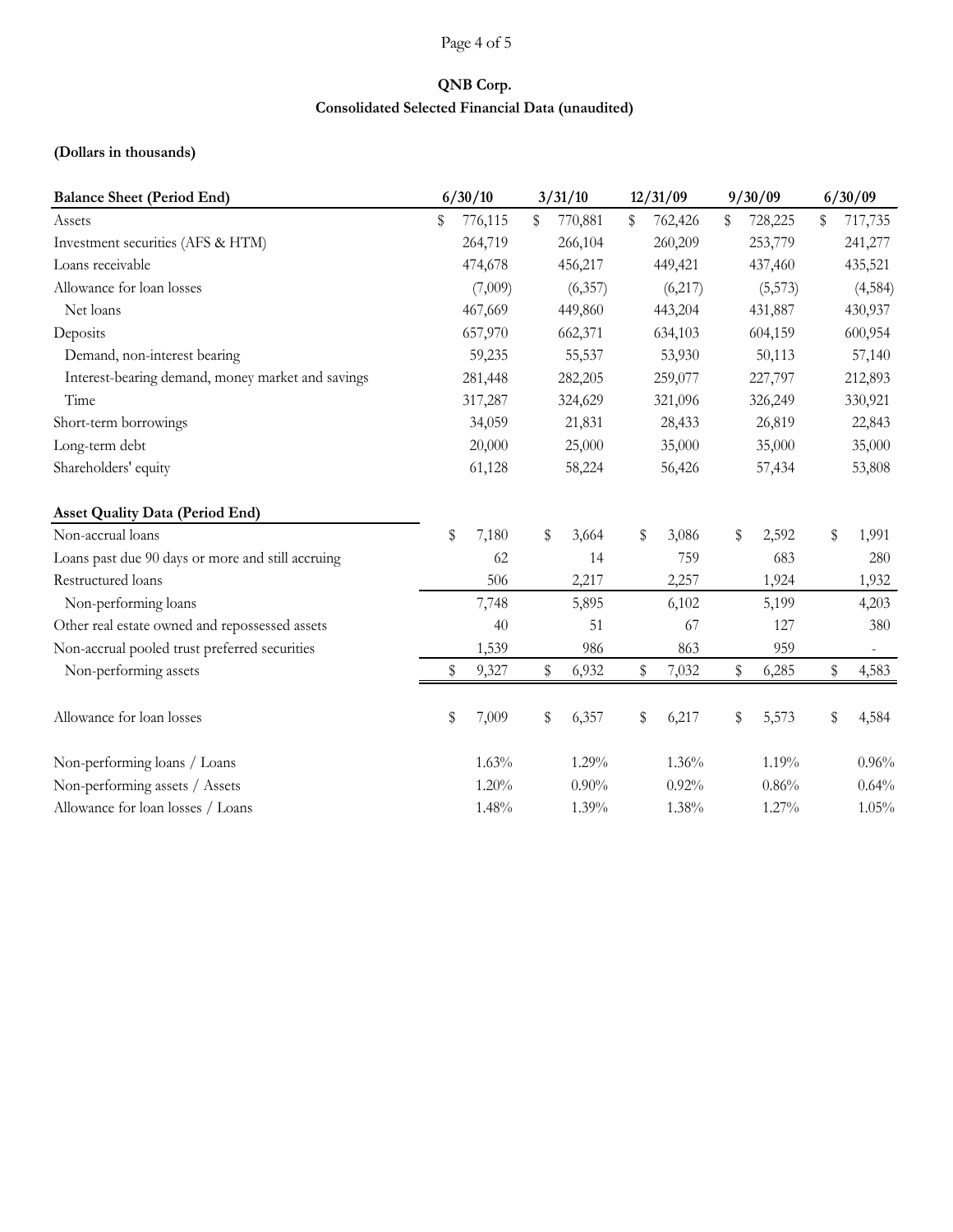## QNB Corp.

### Consolidated Selected Financial Data (unaudited)

**(Dollars in thousands)**

| **Balance Sheet (Period End)** | 6/30/10 | 3/31/10 | 12/31/09 | 9/30/09 | 6/30/09 |
|---|---|---|---|---|---|
| Assets | $ 776,115 | $ 770,881 | $ 762,426 | $ 728,225 | $ 717,735 |
| Investment securities (AFS & HTM) | 264,719 | 266,104 | 260,209 | 253,779 | 241,277 |
| Loans receivable | 474,678 | 456,217 | 449,421 | 437,460 | 435,521 |
| Allowance for loan losses | (7,009) | (6,357) | (6,217) | (5,573) | (4,584) |
| Net loans | 467,669 | 449,860 | 443,204 | 431,887 | 430,937 |
| Deposits | 657,970 | 662,371 | 634,103 | 604,159 | 600,954 |
| Demand, non-interest bearing | 59,235 | 55,537 | 53,930 | 50,113 | 57,140 |
| Interest-bearing demand, money market and savings | 281,448 | 282,205 | 259,077 | 227,797 | 212,893 |
| Time | 317,287 | 324,629 | 321,096 | 326,249 | 330,921 |
| Short-term borrowings | 34,059 | 21,831 | 28,433 | 26,819 | 22,843 |
| Long-term debt | 20,000 | 25,000 | 35,000 | 35,000 | 35,000 |
| Shareholders' equity | 61,128 | 58,224 | 56,426 | 57,434 | 53,808 |
| | | | | | |
| **Asset Quality Data (Period End)** | | | | | |
| Non-accrual loans | $ 7,180 | $ 3,664 | $ 3,086 | $ 2,592 | $ 1,991 |
| Loans past due 90 days or more and still accruing | 62 | 14 | 759 | 683 | 280 |
| Restructured loans | 506 | 2,217 | 2,257 | 1,924 | 1,932 |
| Non-performing loans | 7,748 | 5,895 | 6,102 | 5,199 | 4,203 |
| Other real estate owned and repossessed assets | 40 | 51 | 67 | 127 | 380 |
| Non-accrual pooled trust preferred securities | 1,539 | 986 | 863 | 959 | - |
| Non-performing assets | $ 9,327 | $ 6,932 | $ 7,032 | $ 6,285 | $ 4,583 |
| | | | | | |
| Allowance for loan losses | $ 7,009 | $ 6,357 | $ 6,217 | $ 5,573 | $ 4,584 |
| | | | | | |
| Non-performing loans / Loans | 1.63% | 1.29% | 1.36% | 1.19% | 0.96% |
| Non-performing assets / Assets | 1.20% | 0.90% | 0.92% | 0.86% | 0.64% |
| Allowance for loan losses / Loans | 1.48% | 1.39% | 1.38% | 1.27% | 1.05% |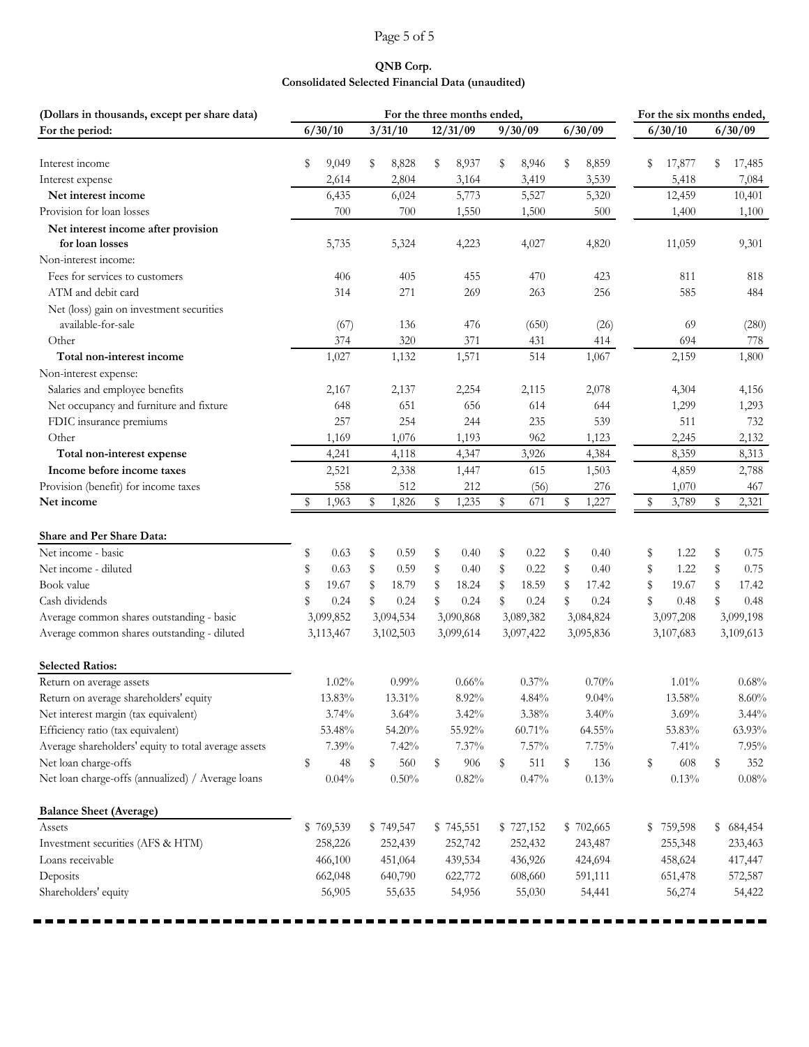**QNB Corp.**

**Consolidated Selected Financial Data (unaudited)**

| (Dollars in thousands, except per share data) | For the three months ended, | | | | | For the six months ended, | |
|---|---|---|---|---|---|---|---|
| **For the period:** | **6/30/10** | **3/31/10** | **12/31/09** | **9/30/09** | **6/30/09** | **6/30/10** | **6/30/09** |
| Interest income | $ 9,049 | $ 8,828 | $ 8,937 | $ 8,946 | $ 8,859 | $ 17,877 | $ 17,485 |
| Interest expense | 2,614 | 2,804 | 3,164 | 3,419 | 3,539 | 5,418 | 7,084 |
| **Net interest income** | 6,435 | 6,024 | 5,773 | 5,527 | 5,320 | 12,459 | 10,401 |
| Provision for loan losses | 700 | 700 | 1,550 | 1,500 | 500 | 1,400 | 1,100 |
| **Net interest income after provision for loan losses** | 5,735 | 5,324 | 4,223 | 4,027 | 4,820 | 11,059 | 9,301 |
| Non-interest income: | | | | | | | |
| Fees for services to customers | 406 | 405 | 455 | 470 | 423 | 811 | 818 |
| ATM and debit card | 314 | 271 | 269 | 263 | 256 | 585 | 484 |
| Net (loss) gain on investment securities available-for-sale | (67) | 136 | 476 | (650) | (26) | 69 | (280) |
| Other | 374 | 320 | 371 | 431 | 414 | 694 | 778 |
| **Total non-interest income** | 1,027 | 1,132 | 1,571 | 514 | 1,067 | 2,159 | 1,800 |
| Non-interest expense: | | | | | | | |
| Salaries and employee benefits | 2,167 | 2,137 | 2,254 | 2,115 | 2,078 | 4,304 | 4,156 |
| Net occupancy and furniture and fixture | 648 | 651 | 656 | 614 | 644 | 1,299 | 1,293 |
| FDIC insurance premiums | 257 | 254 | 244 | 235 | 539 | 511 | 732 |
| Other | 1,169 | 1,076 | 1,193 | 962 | 1,123 | 2,245 | 2,132 |
| **Total non-interest expense** | 4,241 | 4,118 | 4,347 | 3,926 | 4,384 | 8,359 | 8,313 |
| **Income before income taxes** | 2,521 | 2,338 | 1,447 | 615 | 1,503 | 4,859 | 2,788 |
| Provision (benefit) for income taxes | 558 | 512 | 212 | (56) | 276 | 1,070 | 467 |
| **Net income** | $ 1,963 | $ 1,826 | $ 1,235 | $ 671 | $ 1,227 | $ 3,789 | $ 2,321 |
| **Share and Per Share Data:** | | | | | | | |
| Net income - basic | $ 0.63 | $ 0.59 | $ 0.40 | $ 0.22 | $ 0.40 | $ 1.22 | $ 0.75 |
| Net income - diluted | $ 0.63 | $ 0.59 | $ 0.40 | $ 0.22 | $ 0.40 | $ 1.22 | $ 0.75 |
| Book value | $ 19.67 | $ 18.79 | $ 18.24 | $ 18.59 | $ 17.42 | $ 19.67 | $ 17.42 |
| Cash dividends | $ 0.24 | $ 0.24 | $ 0.24 | $ 0.24 | $ 0.24 | $ 0.48 | $ 0.48 |
| Average common shares outstanding - basic | 3,099,852 | 3,094,534 | 3,090,868 | 3,089,382 | 3,084,824 | 3,097,208 | 3,099,198 |
| Average common shares outstanding - diluted | 3,113,467 | 3,102,503 | 3,099,614 | 3,097,422 | 3,095,836 | 3,107,683 | 3,109,613 |
| **Selected Ratios:** | | | | | | | |
| Return on average assets | 1.02% | 0.99% | 0.66% | 0.37% | 0.70% | 1.01% | 0.68% |
| Return on average shareholders' equity | 13.83% | 13.31% | 8.92% | 4.84% | 9.04% | 13.58% | 8.60% |
| Net interest margin (tax equivalent) | 3.74% | 3.64% | 3.42% | 3.38% | 3.40% | 3.69% | 3.44% |
| Efficiency ratio (tax equivalent) | 53.48% | 54.20% | 55.92% | 60.71% | 64.55% | 53.83% | 63.93% |
| Average shareholders' equity to total average assets | 7.39% | 7.42% | 7.37% | 7.57% | 7.75% | 7.41% | 7.95% |
| Net loan charge-offs | $ 48 | $ 560 | $ 906 | $ 511 | $ 136 | $ 608 | $ 352 |
| Net loan charge-offs (annualized) / Average loans | 0.04% | 0.50% | 0.82% | 0.47% | 0.13% | 0.13% | 0.08% |
| **Balance Sheet (Average)** | | | | | | | |
| Assets | $ 769,539 | $ 749,547 | $ 745,551 | $ 727,152 | $ 702,665 | $ 759,598 | $ 684,454 |
| Investment securities (AFS & HTM) | 258,226 | 252,439 | 252,742 | 252,432 | 243,487 | 255,348 | 233,463 |
| Loans receivable | 466,100 | 451,064 | 439,534 | 436,926 | 424,694 | 458,624 | 417,447 |
| Deposits | 662,048 | 640,790 | 622,772 | 608,660 | 591,111 | 651,478 | 572,587 |
| Shareholders' equity | 56,905 | 55,635 | 54,956 | 55,030 | 54,441 | 56,274 | 54,422 |